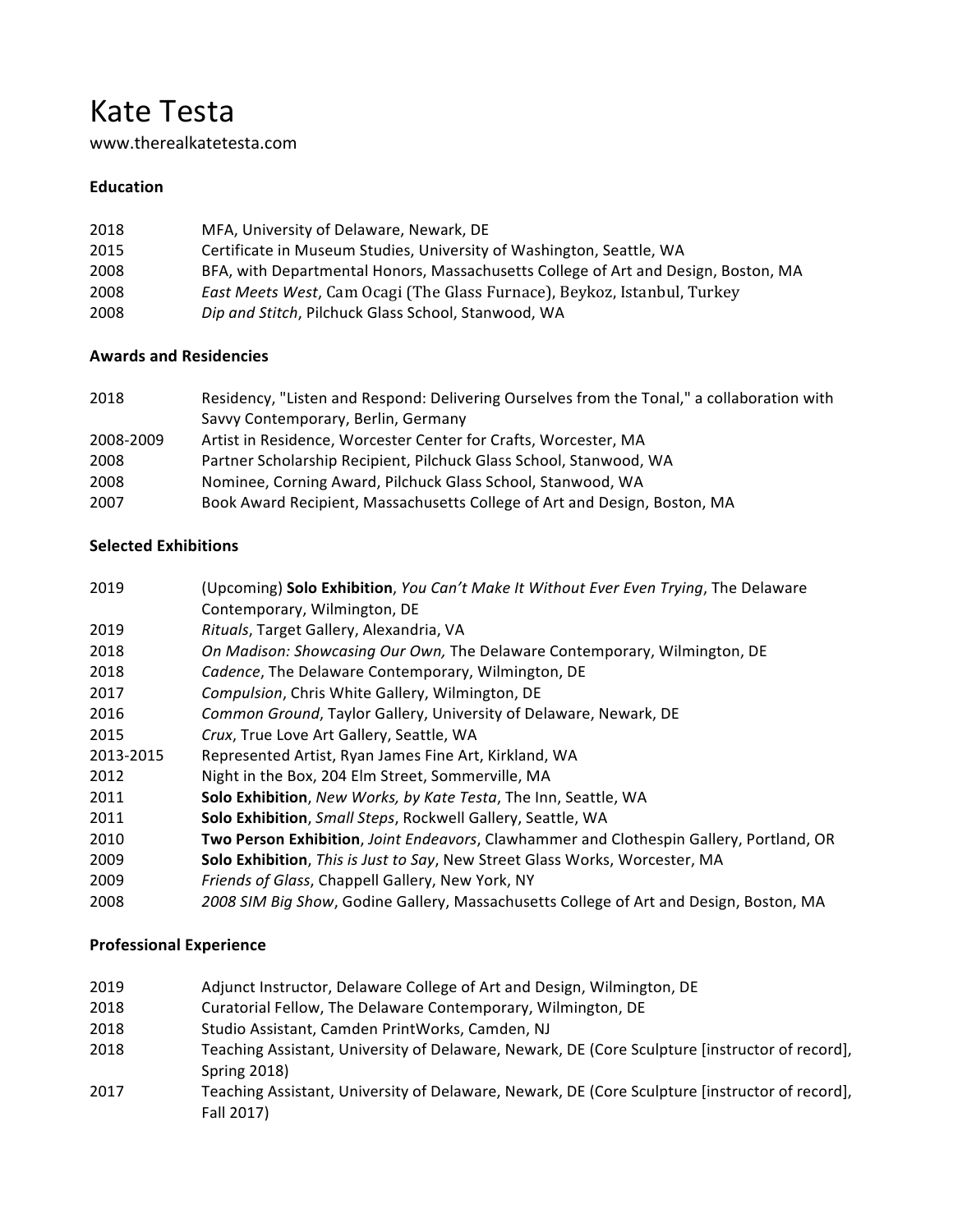# Kate Testa

www.therealkatetesta.com

### Education

2018 MFA, University of Delaware, Newark, DE
2015 Certificate in Museum Studies, University of Washington, Seattle, WA
2008 BFA, with Departmental Honors, Massachusetts College of Art and Design, Boston, MA
2008 *East Meets West*, Cam Ocagi (The Glass Furnace), Beykoz, Istanbul, Turkey
2008 *Dip and Stitch*, Pilchuck Glass School, Stanwood, WA

### Awards and Residencies

2018 Residency, "Listen and Respond: Delivering Ourselves from the Tonal," a collaboration with Savvy Contemporary, Berlin, Germany
2008-2009 Artist in Residence, Worcester Center for Crafts, Worcester, MA
2008 Partner Scholarship Recipient, Pilchuck Glass School, Stanwood, WA
2008 Nominee, Corning Award, Pilchuck Glass School, Stanwood, WA
2007 Book Award Recipient, Massachusetts College of Art and Design, Boston, MA

### Selected Exhibitions

2019 (Upcoming) **Solo Exhibition**, *You Can't Make It Without Ever Even Trying*, The Delaware Contemporary, Wilmington, DE
2019 *Rituals*, Target Gallery, Alexandria, VA
2018 *On Madison: Showcasing Our Own,* The Delaware Contemporary, Wilmington, DE
2018 *Cadence*, The Delaware Contemporary, Wilmington, DE
2017 *Compulsion*, Chris White Gallery, Wilmington, DE
2016 *Common Ground*, Taylor Gallery, University of Delaware, Newark, DE
2015 *Crux*, True Love Art Gallery, Seattle, WA
2013-2015 Represented Artist, Ryan James Fine Art, Kirkland, WA
2012 Night in the Box, 204 Elm Street, Sommerville, MA
2011 **Solo Exhibition**, *New Works, by Kate Testa*, The Inn, Seattle, WA
2011 **Solo Exhibition**, *Small Steps*, Rockwell Gallery, Seattle, WA
2010 **Two Person Exhibition**, *Joint Endeavors*, Clawhammer and Clothespin Gallery, Portland, OR
2009 **Solo Exhibition**, *This is Just to Say*, New Street Glass Works, Worcester, MA
2009 *Friends of Glass*, Chappell Gallery, New York, NY
2008 *2008 SIM Big Show*, Godine Gallery, Massachusetts College of Art and Design, Boston, MA

### Professional Experience

2019 Adjunct Instructor, Delaware College of Art and Design, Wilmington, DE
2018 Curatorial Fellow, The Delaware Contemporary, Wilmington, DE
2018 Studio Assistant, Camden PrintWorks, Camden, NJ
2018 Teaching Assistant, University of Delaware, Newark, DE (Core Sculpture [instructor of record], Spring 2018)
2017 Teaching Assistant, University of Delaware, Newark, DE (Core Sculpture [instructor of record], Fall 2017)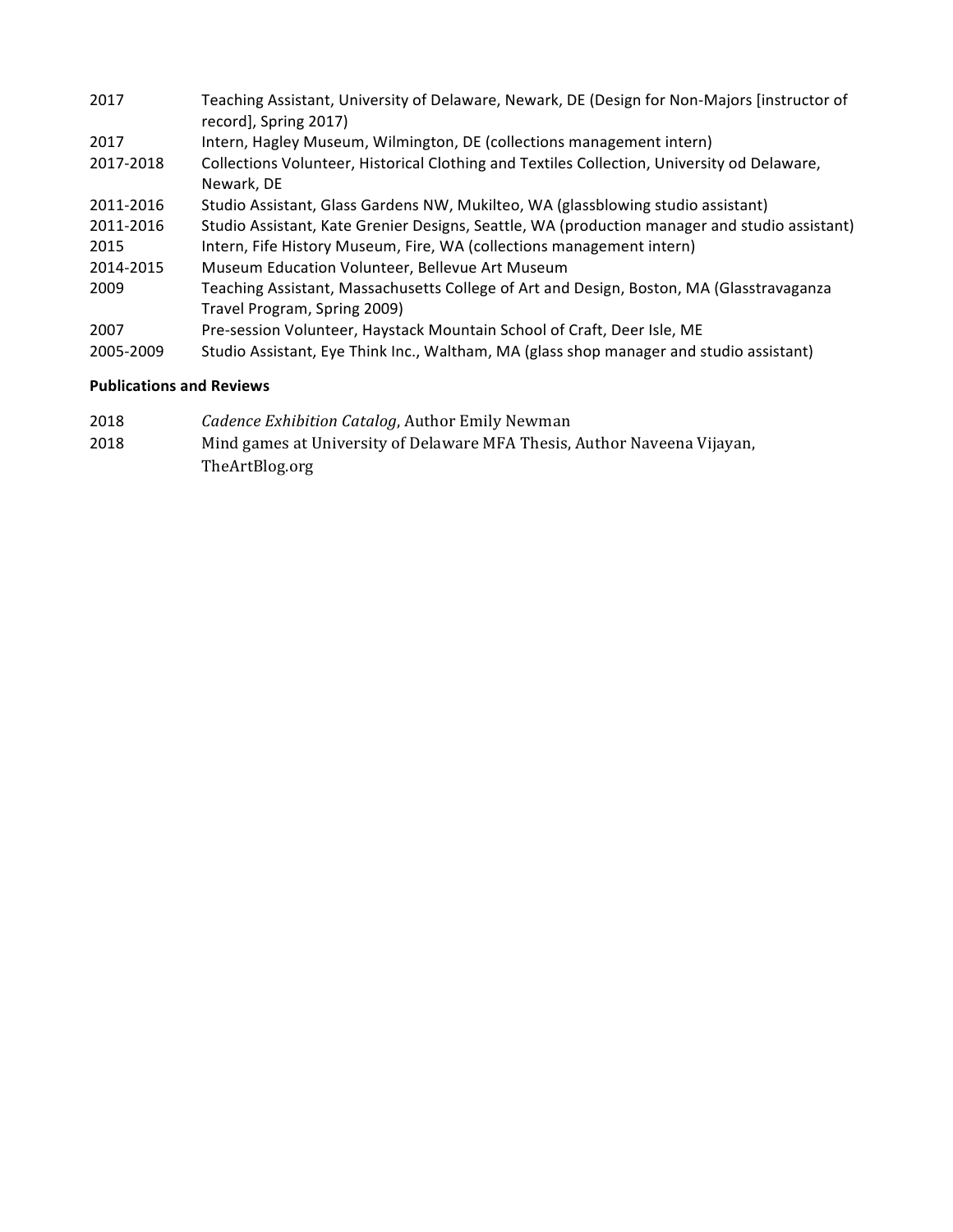| | |
|---|---|
| 2017 | Teaching Assistant, University of Delaware, Newark, DE (Design for Non-Majors [instructor of record], Spring 2017) |
| 2017 | Intern, Hagley Museum, Wilmington, DE (collections management intern) |
| 2017-2018 | Collections Volunteer, Historical Clothing and Textiles Collection, University od Delaware, Newark, DE |
| 2011-2016 | Studio Assistant, Glass Gardens NW, Mukilteo, WA (glassblowing studio assistant) |
| 2011-2016 | Studio Assistant, Kate Grenier Designs, Seattle, WA (production manager and studio assistant) |
| 2015 | Intern, Fife History Museum, Fire, WA (collections management intern) |
| 2014-2015 | Museum Education Volunteer, Bellevue Art Museum |
| 2009 | Teaching Assistant, Massachusetts College of Art and Design, Boston, MA (Glasstravaganza Travel Program, Spring 2009) |
| 2007 | Pre-session Volunteer, Haystack Mountain School of Craft, Deer Isle, ME |
| 2005-2009 | Studio Assistant, Eye Think Inc., Waltham, MA (glass shop manager and studio assistant) |

**Publications and Reviews**

| | |
|---|---|
| 2018 | *Cadence Exhibition Catalog*, Author Emily Newman |
| 2018 | Mind games at University of Delaware MFA Thesis, Author Naveena Vijayan, TheArtBlog.org |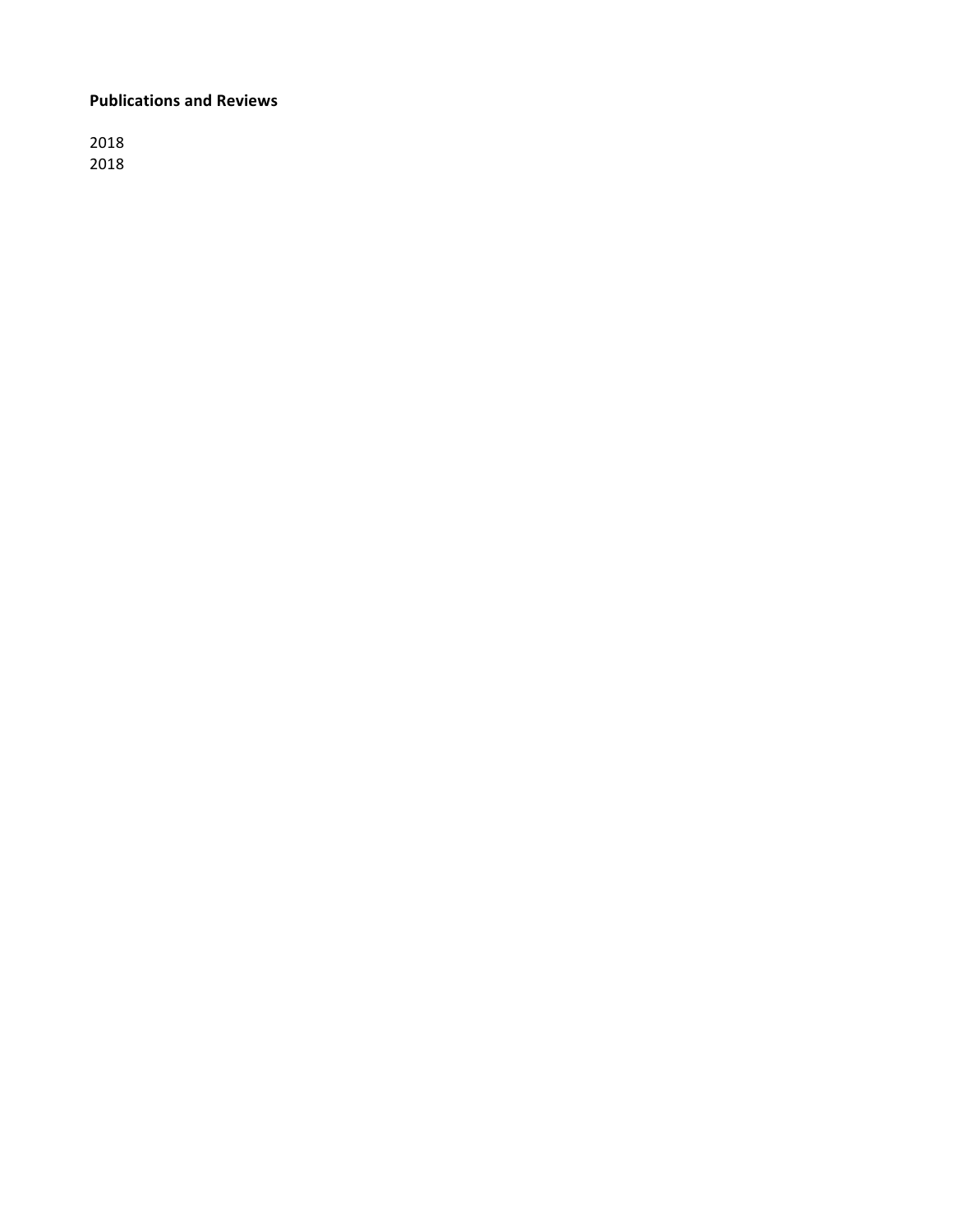**Publications and Reviews**

2018
2018